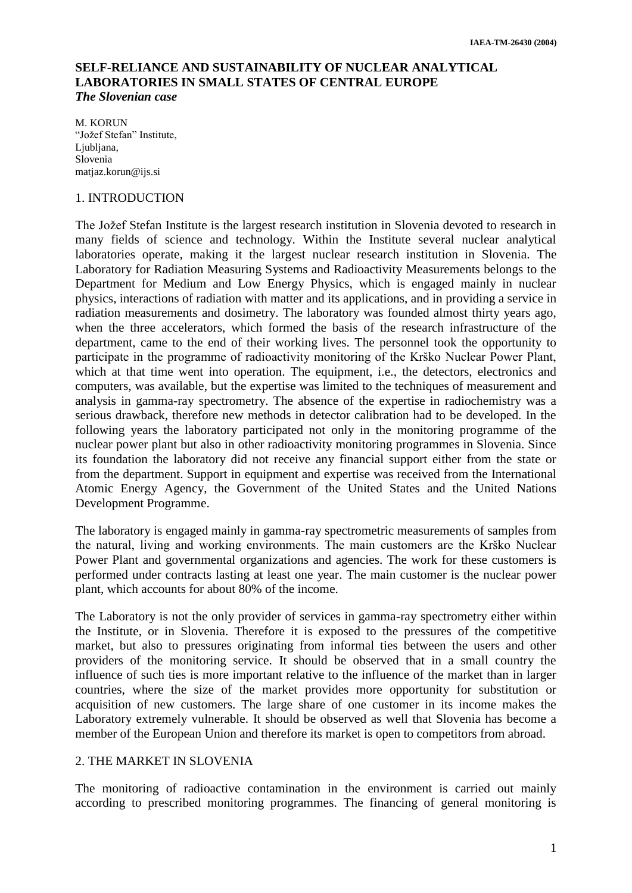# SELF-RELIANCE AND SUSTAINABILITY OF NUCLEAR ANALYTICAL LABORATORIES IN SMALL STATES OF CENTRAL EUROPE
***The Slovenian case***

M. KORUN
"Jožef Stefan" Institute,
Ljubljana,
Slovenia
matjaz.korun@ijs.si

## 1. INTRODUCTION

The Jožef Stefan Institute is the largest research institution in Slovenia devoted to research in many fields of science and technology. Within the Institute several nuclear analytical laboratories operate, making it the largest nuclear research institution in Slovenia. The Laboratory for Radiation Measuring Systems and Radioactivity Measurements belongs to the Department for Medium and Low Energy Physics, which is engaged mainly in nuclear physics, interactions of radiation with matter and its applications, and in providing a service in radiation measurements and dosimetry. The laboratory was founded almost thirty years ago, when the three accelerators, which formed the basis of the research infrastructure of the department, came to the end of their working lives. The personnel took the opportunity to participate in the programme of radioactivity monitoring of the Krško Nuclear Power Plant, which at that time went into operation. The equipment, i.e., the detectors, electronics and computers, was available, but the expertise was limited to the techniques of measurement and analysis in gamma-ray spectrometry. The absence of the expertise in radiochemistry was a serious drawback, therefore new methods in detector calibration had to be developed. In the following years the laboratory participated not only in the monitoring programme of the nuclear power plant but also in other radioactivity monitoring programmes in Slovenia. Since its foundation the laboratory did not receive any financial support either from the state or from the department. Support in equipment and expertise was received from the International Atomic Energy Agency, the Government of the United States and the United Nations Development Programme.

The laboratory is engaged mainly in gamma-ray spectrometric measurements of samples from the natural, living and working environments. The main customers are the Krško Nuclear Power Plant and governmental organizations and agencies. The work for these customers is performed under contracts lasting at least one year. The main customer is the nuclear power plant, which accounts for about 80% of the income.

The Laboratory is not the only provider of services in gamma-ray spectrometry either within the Institute, or in Slovenia. Therefore it is exposed to the pressures of the competitive market, but also to pressures originating from informal ties between the users and other providers of the monitoring service. It should be observed that in a small country the influence of such ties is more important relative to the influence of the market than in larger countries, where the size of the market provides more opportunity for substitution or acquisition of new customers. The large share of one customer in its income makes the Laboratory extremely vulnerable. It should be observed as well that Slovenia has become a member of the European Union and therefore its market is open to competitors from abroad.

## 2. THE MARKET IN SLOVENIA

The monitoring of radioactive contamination in the environment is carried out mainly according to prescribed monitoring programmes. The financing of general monitoring is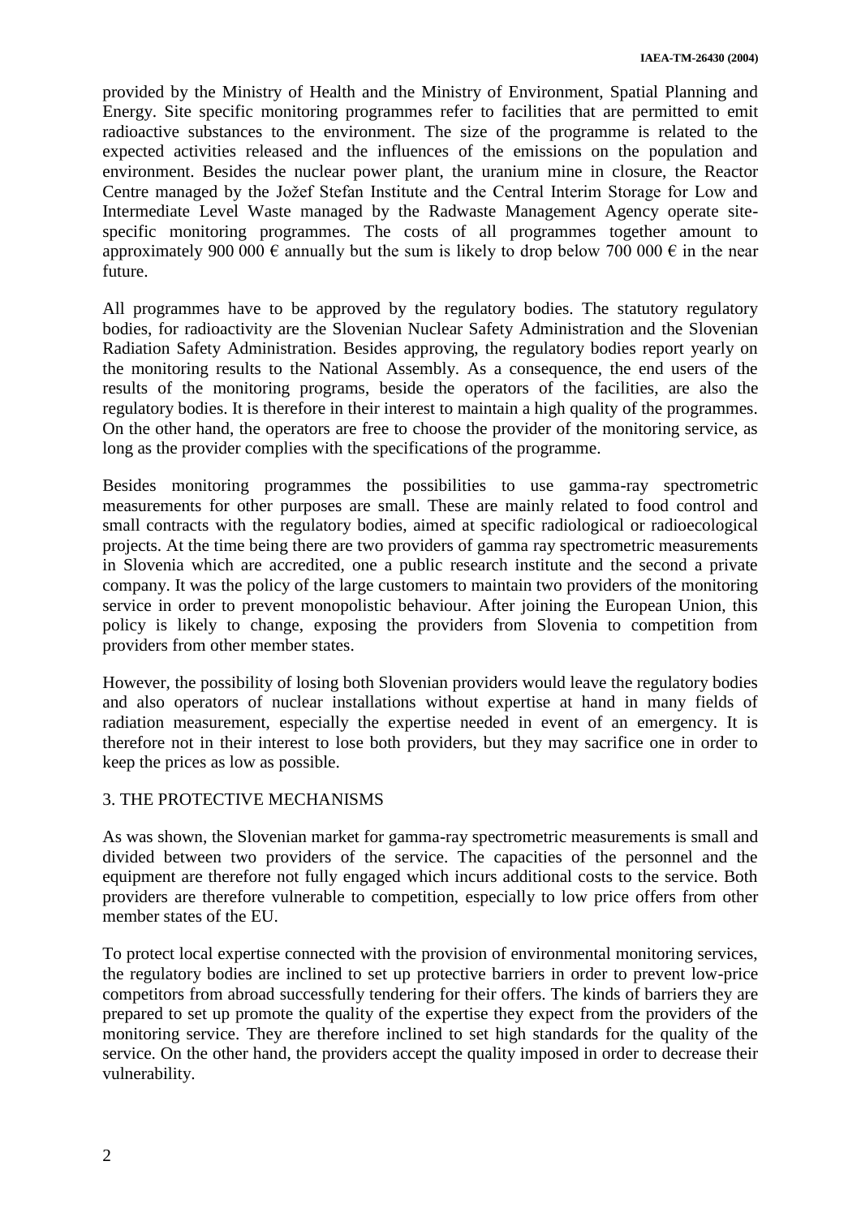provided by the Ministry of Health and the Ministry of Environment, Spatial Planning and Energy. Site specific monitoring programmes refer to facilities that are permitted to emit radioactive substances to the environment. The size of the programme is related to the expected activities released and the influences of the emissions on the population and environment. Besides the nuclear power plant, the uranium mine in closure, the Reactor Centre managed by the Jožef Stefan Institute and the Central Interim Storage for Low and Intermediate Level Waste managed by the Radwaste Management Agency operate site-specific monitoring programmes. The costs of all programmes together amount to approximately 900 000 € annually but the sum is likely to drop below 700 000 € in the near future.

All programmes have to be approved by the regulatory bodies. The statutory regulatory bodies, for radioactivity are the Slovenian Nuclear Safety Administration and the Slovenian Radiation Safety Administration. Besides approving, the regulatory bodies report yearly on the monitoring results to the National Assembly. As a consequence, the end users of the results of the monitoring programs, beside the operators of the facilities, are also the regulatory bodies. It is therefore in their interest to maintain a high quality of the programmes. On the other hand, the operators are free to choose the provider of the monitoring service, as long as the provider complies with the specifications of the programme.

Besides monitoring programmes the possibilities to use gamma-ray spectrometric measurements for other purposes are small. These are mainly related to food control and small contracts with the regulatory bodies, aimed at specific radiological or radioecological projects. At the time being there are two providers of gamma ray spectrometric measurements in Slovenia which are accredited, one a public research institute and the second a private company. It was the policy of the large customers to maintain two providers of the monitoring service in order to prevent monopolistic behaviour. After joining the European Union, this policy is likely to change, exposing the providers from Slovenia to competition from providers from other member states.

However, the possibility of losing both Slovenian providers would leave the regulatory bodies and also operators of nuclear installations without expertise at hand in many fields of radiation measurement, especially the expertise needed in event of an emergency. It is therefore not in their interest to lose both providers, but they may sacrifice one in order to keep the prices as low as possible.

## 3. THE PROTECTIVE MECHANISMS

As was shown, the Slovenian market for gamma-ray spectrometric measurements is small and divided between two providers of the service. The capacities of the personnel and the equipment are therefore not fully engaged which incurs additional costs to the service. Both providers are therefore vulnerable to competition, especially to low price offers from other member states of the EU.

To protect local expertise connected with the provision of environmental monitoring services, the regulatory bodies are inclined to set up protective barriers in order to prevent low-price competitors from abroad successfully tendering for their offers. The kinds of barriers they are prepared to set up promote the quality of the expertise they expect from the providers of the monitoring service. They are therefore inclined to set high standards for the quality of the service. On the other hand, the providers accept the quality imposed in order to decrease their vulnerability.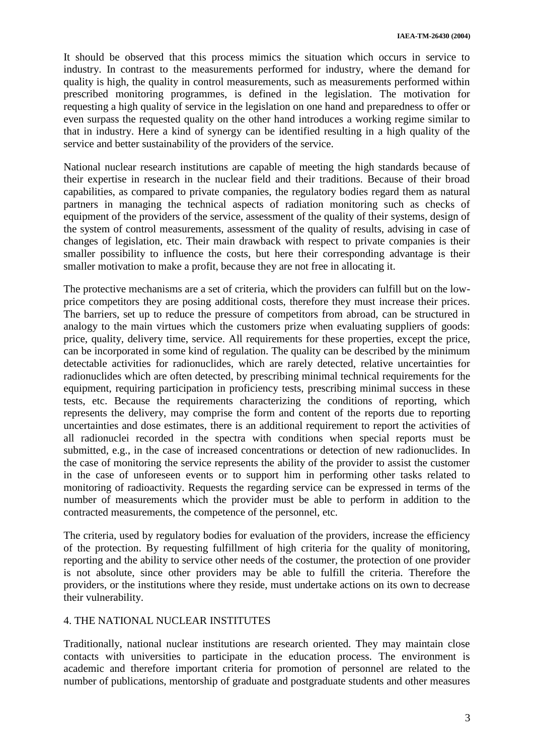It should be observed that this process mimics the situation which occurs in service to industry. In contrast to the measurements performed for industry, where the demand for quality is high, the quality in control measurements, such as measurements performed within prescribed monitoring programmes, is defined in the legislation. The motivation for requesting a high quality of service in the legislation on one hand and preparedness to offer or even surpass the requested quality on the other hand introduces a working regime similar to that in industry. Here a kind of synergy can be identified resulting in a high quality of the service and better sustainability of the providers of the service.

National nuclear research institutions are capable of meeting the high standards because of their expertise in research in the nuclear field and their traditions. Because of their broad capabilities, as compared to private companies, the regulatory bodies regard them as natural partners in managing the technical aspects of radiation monitoring such as checks of equipment of the providers of the service, assessment of the quality of their systems, design of the system of control measurements, assessment of the quality of results, advising in case of changes of legislation, etc. Their main drawback with respect to private companies is their smaller possibility to influence the costs, but here their corresponding advantage is their smaller motivation to make a profit, because they are not free in allocating it.

The protective mechanisms are a set of criteria, which the providers can fulfill but on the low-price competitors they are posing additional costs, therefore they must increase their prices. The barriers, set up to reduce the pressure of competitors from abroad, can be structured in analogy to the main virtues which the customers prize when evaluating suppliers of goods: price, quality, delivery time, service. All requirements for these properties, except the price, can be incorporated in some kind of regulation. The quality can be described by the minimum detectable activities for radionuclides, which are rarely detected, relative uncertainties for radionuclides which are often detected, by prescribing minimal technical requirements for the equipment, requiring participation in proficiency tests, prescribing minimal success in these tests, etc. Because the requirements characterizing the conditions of reporting, which represents the delivery, may comprise the form and content of the reports due to reporting uncertainties and dose estimates, there is an additional requirement to report the activities of all radionuclei recorded in the spectra with conditions when special reports must be submitted, e.g., in the case of increased concentrations or detection of new radionuclides. In the case of monitoring the service represents the ability of the provider to assist the customer in the case of unforeseen events or to support him in performing other tasks related to monitoring of radioactivity. Requests the regarding service can be expressed in terms of the number of measurements which the provider must be able to perform in addition to the contracted measurements, the competence of the personnel, etc.

The criteria, used by regulatory bodies for evaluation of the providers, increase the efficiency of the protection. By requesting fulfillment of high criteria for the quality of monitoring, reporting and the ability to service other needs of the costumer, the protection of one provider is not absolute, since other providers may be able to fulfill the criteria. Therefore the providers, or the institutions where they reside, must undertake actions on its own to decrease their vulnerability.

## 4. THE NATIONAL NUCLEAR INSTITUTES

Traditionally, national nuclear institutions are research oriented. They may maintain close contacts with universities to participate in the education process. The environment is academic and therefore important criteria for promotion of personnel are related to the number of publications, mentorship of graduate and postgraduate students and other measures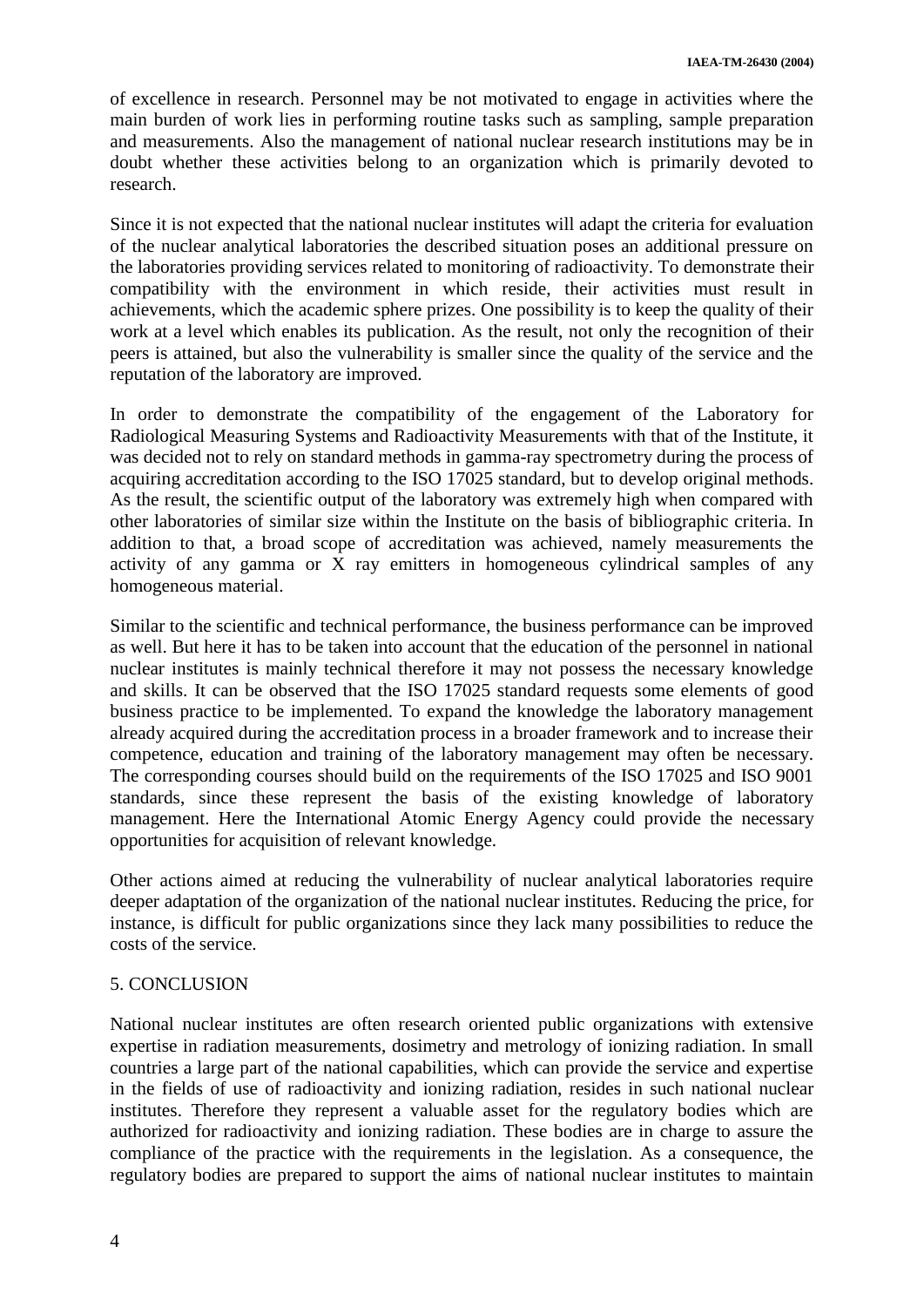of excellence in research. Personnel may be not motivated to engage in activities where the main burden of work lies in performing routine tasks such as sampling, sample preparation and measurements. Also the management of national nuclear research institutions may be in doubt whether these activities belong to an organization which is primarily devoted to research.

Since it is not expected that the national nuclear institutes will adapt the criteria for evaluation of the nuclear analytical laboratories the described situation poses an additional pressure on the laboratories providing services related to monitoring of radioactivity. To demonstrate their compatibility with the environment in which reside, their activities must result in achievements, which the academic sphere prizes. One possibility is to keep the quality of their work at a level which enables its publication. As the result, not only the recognition of their peers is attained, but also the vulnerability is smaller since the quality of the service and the reputation of the laboratory are improved.

In order to demonstrate the compatibility of the engagement of the Laboratory for Radiological Measuring Systems and Radioactivity Measurements with that of the Institute, it was decided not to rely on standard methods in gamma-ray spectrometry during the process of acquiring accreditation according to the ISO 17025 standard, but to develop original methods. As the result, the scientific output of the laboratory was extremely high when compared with other laboratories of similar size within the Institute on the basis of bibliographic criteria. In addition to that, a broad scope of accreditation was achieved, namely measurements the activity of any gamma or X ray emitters in homogeneous cylindrical samples of any homogeneous material.

Similar to the scientific and technical performance, the business performance can be improved as well. But here it has to be taken into account that the education of the personnel in national nuclear institutes is mainly technical therefore it may not possess the necessary knowledge and skills. It can be observed that the ISO 17025 standard requests some elements of good business practice to be implemented. To expand the knowledge the laboratory management already acquired during the accreditation process in a broader framework and to increase their competence, education and training of the laboratory management may often be necessary. The corresponding courses should build on the requirements of the ISO 17025 and ISO 9001 standards, since these represent the basis of the existing knowledge of laboratory management. Here the International Atomic Energy Agency could provide the necessary opportunities for acquisition of relevant knowledge.

Other actions aimed at reducing the vulnerability of nuclear analytical laboratories require deeper adaptation of the organization of the national nuclear institutes. Reducing the price, for instance, is difficult for public organizations since they lack many possibilities to reduce the costs of the service.

## 5. CONCLUSION

National nuclear institutes are often research oriented public organizations with extensive expertise in radiation measurements, dosimetry and metrology of ionizing radiation. In small countries a large part of the national capabilities, which can provide the service and expertise in the fields of use of radioactivity and ionizing radiation, resides in such national nuclear institutes. Therefore they represent a valuable asset for the regulatory bodies which are authorized for radioactivity and ionizing radiation. These bodies are in charge to assure the compliance of the practice with the requirements in the legislation. As a consequence, the regulatory bodies are prepared to support the aims of national nuclear institutes to maintain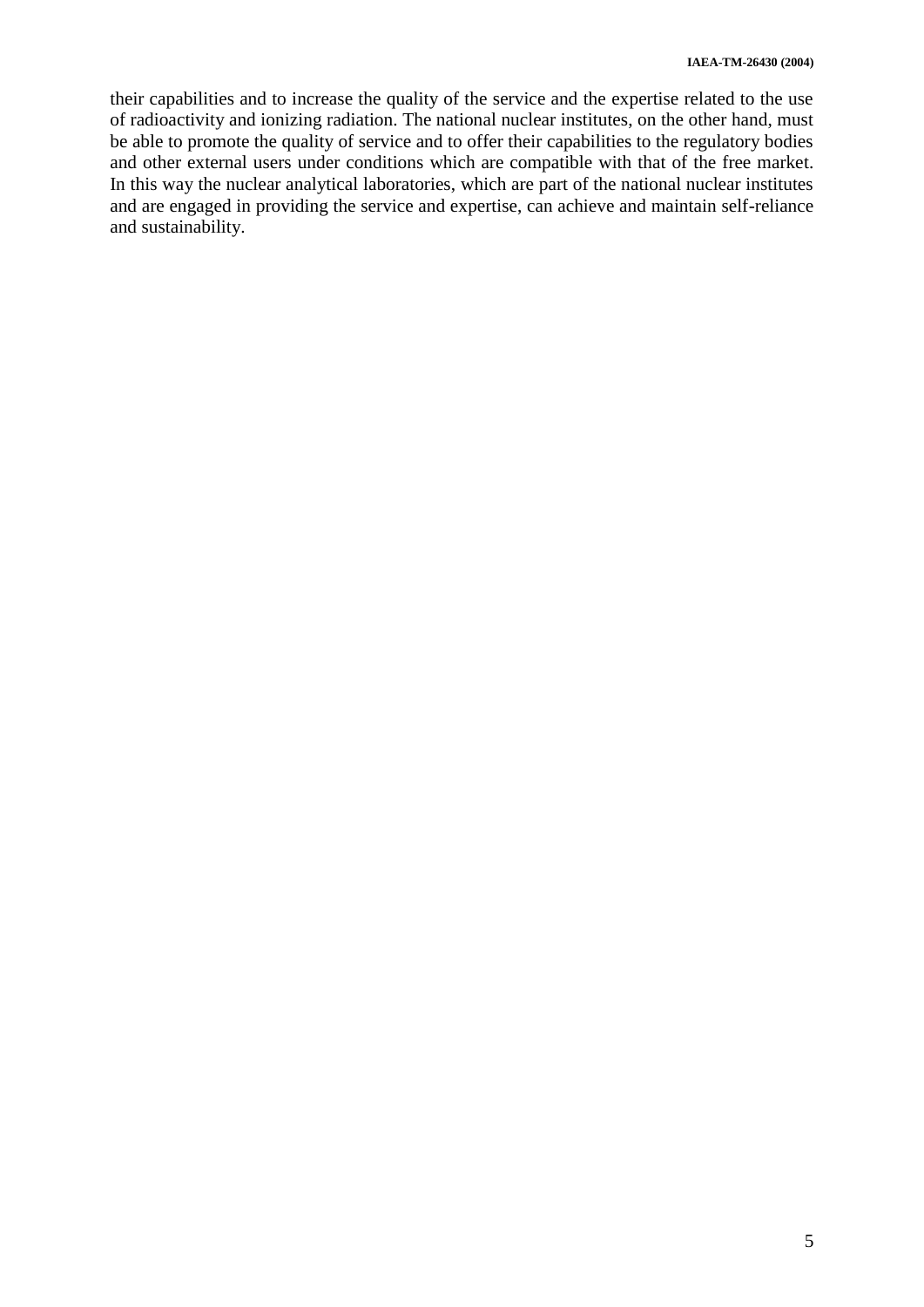their capabilities and to increase the quality of the service and the expertise related to the use of radioactivity and ionizing radiation. The national nuclear institutes, on the other hand, must be able to promote the quality of service and to offer their capabilities to the regulatory bodies and other external users under conditions which are compatible with that of the free market. In this way the nuclear analytical laboratories, which are part of the national nuclear institutes and are engaged in providing the service and expertise, can achieve and maintain self-reliance and sustainability.